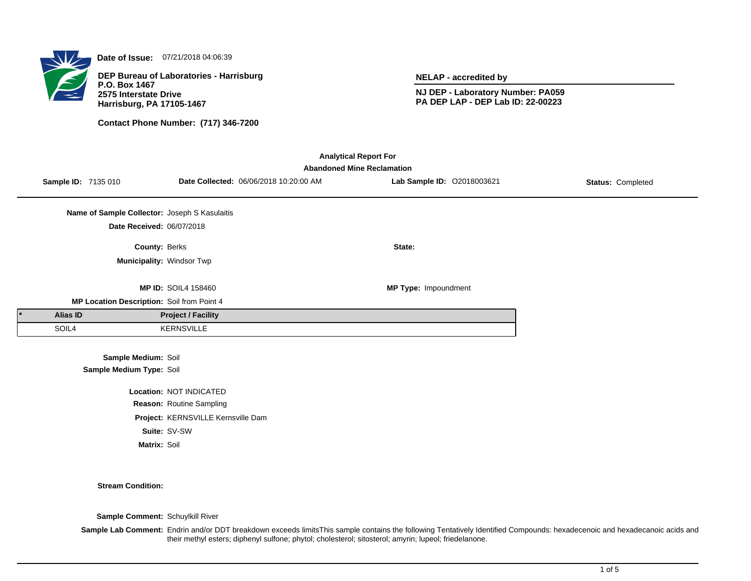**Date of Issue:** 07/21/2018 04:06:39

**DEP Bureau of Laboratories - Harrisburg**
**P.O. Box 1467**
**2575 Interstate Drive**
**Harrisburg, PA 17105-1467**

**Contact Phone Number: (717) 346-7200**

**NELAP - accredited by**

**NJ DEP - Laboratory Number: PA059**
**PA DEP LAP - DEP Lab ID: 22-00223**

## Analytical Report For
## Abandoned Mine Reclamation

**Sample ID:** 7135 010 **Date Collected:** 06/06/2018 10:20:00 AM **Lab Sample ID:** O2018003621 **Status:** Completed

**Name of Sample Collector:** Joseph S Kasulaitis

**Date Received:** 06/07/2018

**County:** Berks **State:**

**Municipality:** Windsor Twp

**MP ID:** SOIL4 158460 **MP Type:** Impoundment

**MP Location Description:** Soil from Point 4

| * | Alias ID | Project / Facility |
|---|---|---|
| | SOIL4 | KERNSVILLE |

**Sample Medium:** Soil

**Sample Medium Type:** Soil

**Location:** NOT INDICATED

**Reason:** Routine Sampling

**Project:** KERNSVILLE Kernsville Dam

**Suite:** SV-SW

**Matrix:** Soil

**Stream Condition:**

**Sample Comment:** Schuylkill River

**Sample Lab Comment:** Endrin and/or DDT breakdown exceeds limitsThis sample contains the following Tentatively Identified Compounds: hexadecenoic and hexadecanoic acids and their methyl esters; diphenyl sulfone; phytol; cholesterol; sitosterol; amyrin; lupeol; friedelanone.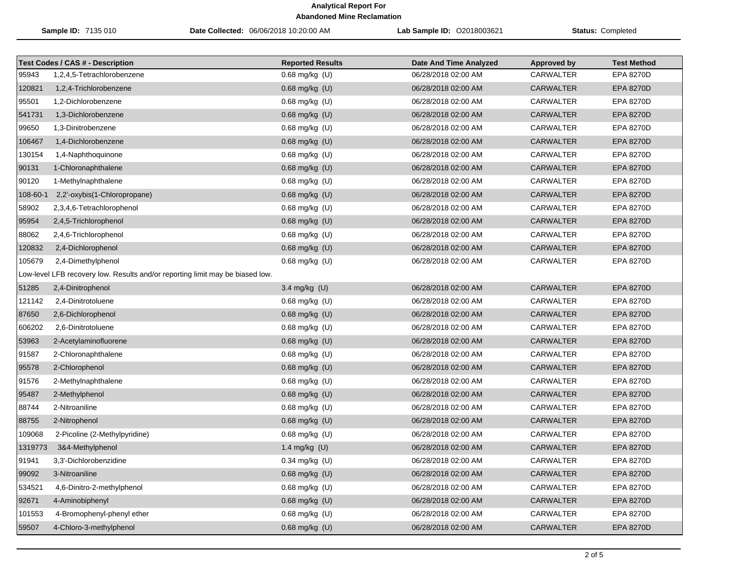# Analytical Report For

## Abandoned Mine Reclamation

**Sample ID:** 7135 010 **Date Collected:** 06/06/2018 10:20:00 AM **Lab Sample ID:** O2018003621 **Status:** Completed

| Test Codes / CAS # - Description | | Reported Results | Date And Time Analyzed | Approved by | Test Method |
|---|---|---|---|---|---|
| 95943 | 1,2,4,5-Tetrachlorobenzene | 0.68 mg/kg (U) | 06/28/2018 02:00 AM | CARWALTER | EPA 8270D |
| 120821 | 1,2,4-Trichlorobenzene | 0.68 mg/kg (U) | 06/28/2018 02:00 AM | CARWALTER | EPA 8270D |
| 95501 | 1,2-Dichlorobenzene | 0.68 mg/kg (U) | 06/28/2018 02:00 AM | CARWALTER | EPA 8270D |
| 541731 | 1,3-Dichlorobenzene | 0.68 mg/kg (U) | 06/28/2018 02:00 AM | CARWALTER | EPA 8270D |
| 99650 | 1,3-Dinitrobenzene | 0.68 mg/kg (U) | 06/28/2018 02:00 AM | CARWALTER | EPA 8270D |
| 106467 | 1,4-Dichlorobenzene | 0.68 mg/kg (U) | 06/28/2018 02:00 AM | CARWALTER | EPA 8270D |
| 130154 | 1,4-Naphthoquinone | 0.68 mg/kg (U) | 06/28/2018 02:00 AM | CARWALTER | EPA 8270D |
| 90131 | 1-Chloronaphthalene | 0.68 mg/kg (U) | 06/28/2018 02:00 AM | CARWALTER | EPA 8270D |
| 90120 | 1-Methylnaphthalene | 0.68 mg/kg (U) | 06/28/2018 02:00 AM | CARWALTER | EPA 8270D |
| 108-60-1 | 2,2'-oxybis(1-Chloropropane) | 0.68 mg/kg (U) | 06/28/2018 02:00 AM | CARWALTER | EPA 8270D |
| 58902 | 2,3,4,6-Tetrachlorophenol | 0.68 mg/kg (U) | 06/28/2018 02:00 AM | CARWALTER | EPA 8270D |
| 95954 | 2,4,5-Trichlorophenol | 0.68 mg/kg (U) | 06/28/2018 02:00 AM | CARWALTER | EPA 8270D |
| 88062 | 2,4,6-Trichlorophenol | 0.68 mg/kg (U) | 06/28/2018 02:00 AM | CARWALTER | EPA 8270D |
| 120832 | 2,4-Dichlorophenol | 0.68 mg/kg (U) | 06/28/2018 02:00 AM | CARWALTER | EPA 8270D |
| 105679 | 2,4-Dimethylphenol | 0.68 mg/kg (U) | 06/28/2018 02:00 AM | CARWALTER | EPA 8270D |
| Low-level LFB recovery low. Results and/or reporting limit may be biased low. | | | | | |
| 51285 | 2,4-Dinitrophenol | 3.4 mg/kg (U) | 06/28/2018 02:00 AM | CARWALTER | EPA 8270D |
| 121142 | 2,4-Dinitrotoluene | 0.68 mg/kg (U) | 06/28/2018 02:00 AM | CARWALTER | EPA 8270D |
| 87650 | 2,6-Dichlorophenol | 0.68 mg/kg (U) | 06/28/2018 02:00 AM | CARWALTER | EPA 8270D |
| 606202 | 2,6-Dinitrotoluene | 0.68 mg/kg (U) | 06/28/2018 02:00 AM | CARWALTER | EPA 8270D |
| 53963 | 2-Acetylaminofluorene | 0.68 mg/kg (U) | 06/28/2018 02:00 AM | CARWALTER | EPA 8270D |
| 91587 | 2-Chloronaphthalene | 0.68 mg/kg (U) | 06/28/2018 02:00 AM | CARWALTER | EPA 8270D |
| 95578 | 2-Chlorophenol | 0.68 mg/kg (U) | 06/28/2018 02:00 AM | CARWALTER | EPA 8270D |
| 91576 | 2-Methylnaphthalene | 0.68 mg/kg (U) | 06/28/2018 02:00 AM | CARWALTER | EPA 8270D |
| 95487 | 2-Methylphenol | 0.68 mg/kg (U) | 06/28/2018 02:00 AM | CARWALTER | EPA 8270D |
| 88744 | 2-Nitroaniline | 0.68 mg/kg (U) | 06/28/2018 02:00 AM | CARWALTER | EPA 8270D |
| 88755 | 2-Nitrophenol | 0.68 mg/kg (U) | 06/28/2018 02:00 AM | CARWALTER | EPA 8270D |
| 109068 | 2-Picoline (2-Methylpyridine) | 0.68 mg/kg (U) | 06/28/2018 02:00 AM | CARWALTER | EPA 8270D |
| 1319773 | 3&4-Methylphenol | 1.4 mg/kg (U) | 06/28/2018 02:00 AM | CARWALTER | EPA 8270D |
| 91941 | 3,3'-Dichlorobenzidine | 0.34 mg/kg (U) | 06/28/2018 02:00 AM | CARWALTER | EPA 8270D |
| 99092 | 3-Nitroaniline | 0.68 mg/kg (U) | 06/28/2018 02:00 AM | CARWALTER | EPA 8270D |
| 534521 | 4,6-Dinitro-2-methylphenol | 0.68 mg/kg (U) | 06/28/2018 02:00 AM | CARWALTER | EPA 8270D |
| 92671 | 4-Aminobiphenyl | 0.68 mg/kg (U) | 06/28/2018 02:00 AM | CARWALTER | EPA 8270D |
| 101553 | 4-Bromophenyl-phenyl ether | 0.68 mg/kg (U) | 06/28/2018 02:00 AM | CARWALTER | EPA 8270D |
| 59507 | 4-Chloro-3-methylphenol | 0.68 mg/kg (U) | 06/28/2018 02:00 AM | CARWALTER | EPA 8270D |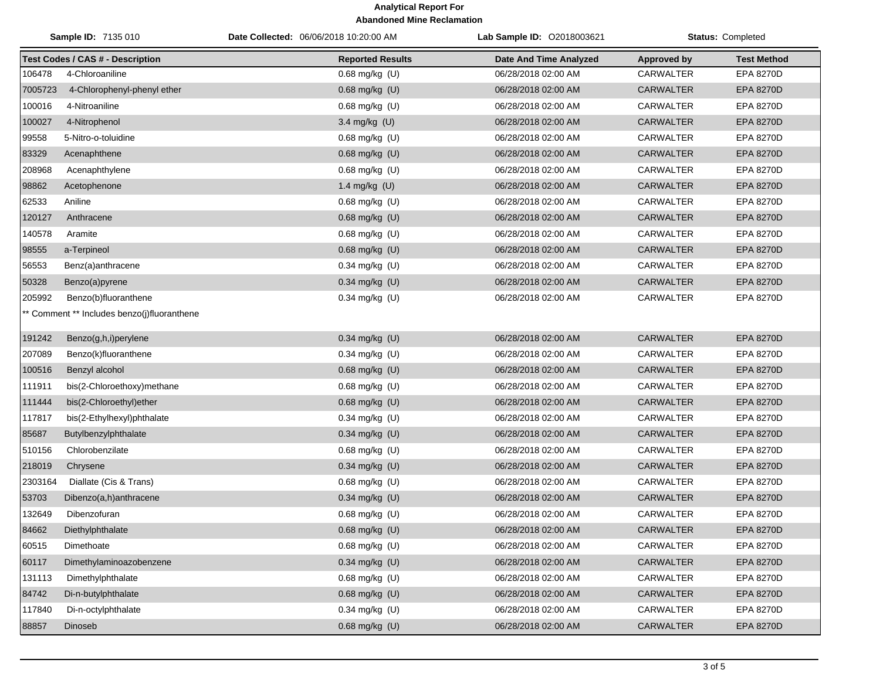**Analytical Report For**
**Abandoned Mine Reclamation**

**Sample ID:** 7135 010 **Date Collected:** 06/06/2018 10:20:00 AM **Lab Sample ID:** O2018003621 **Status:** Completed

| Test Codes / CAS # - Description | Reported Results | Date And Time Analyzed | Approved by | Test Method |
|---|---|---|---|---|
| 106478 4-Chloroaniline | 0.68 mg/kg (U) | 06/28/2018 02:00 AM | CARWALTER | EPA 8270D |
| 7005723 4-Chlorophenyl-phenyl ether | 0.68 mg/kg (U) | 06/28/2018 02:00 AM | CARWALTER | EPA 8270D |
| 100016 4-Nitroaniline | 0.68 mg/kg (U) | 06/28/2018 02:00 AM | CARWALTER | EPA 8270D |
| 100027 4-Nitrophenol | 3.4 mg/kg (U) | 06/28/2018 02:00 AM | CARWALTER | EPA 8270D |
| 99558 5-Nitro-o-toluidine | 0.68 mg/kg (U) | 06/28/2018 02:00 AM | CARWALTER | EPA 8270D |
| 83329 Acenaphthene | 0.68 mg/kg (U) | 06/28/2018 02:00 AM | CARWALTER | EPA 8270D |
| 208968 Acenaphthylene | 0.68 mg/kg (U) | 06/28/2018 02:00 AM | CARWALTER | EPA 8270D |
| 98862 Acetophenone | 1.4 mg/kg (U) | 06/28/2018 02:00 AM | CARWALTER | EPA 8270D |
| 62533 Aniline | 0.68 mg/kg (U) | 06/28/2018 02:00 AM | CARWALTER | EPA 8270D |
| 120127 Anthracene | 0.68 mg/kg (U) | 06/28/2018 02:00 AM | CARWALTER | EPA 8270D |
| 140578 Aramite | 0.68 mg/kg (U) | 06/28/2018 02:00 AM | CARWALTER | EPA 8270D |
| 98555 a-Terpineol | 0.68 mg/kg (U) | 06/28/2018 02:00 AM | CARWALTER | EPA 8270D |
| 56553 Benz(a)anthracene | 0.34 mg/kg (U) | 06/28/2018 02:00 AM | CARWALTER | EPA 8270D |
| 50328 Benzo(a)pyrene | 0.34 mg/kg (U) | 06/28/2018 02:00 AM | CARWALTER | EPA 8270D |
| 205992 Benzo(b)fluoranthene | 0.34 mg/kg (U) | 06/28/2018 02:00 AM | CARWALTER | EPA 8270D |
| ** Comment ** Includes benzo(j)fluoranthene | | | | |
| 191242 Benzo(g,h,i)perylene | 0.34 mg/kg (U) | 06/28/2018 02:00 AM | CARWALTER | EPA 8270D |
| 207089 Benzo(k)fluoranthene | 0.34 mg/kg (U) | 06/28/2018 02:00 AM | CARWALTER | EPA 8270D |
| 100516 Benzyl alcohol | 0.68 mg/kg (U) | 06/28/2018 02:00 AM | CARWALTER | EPA 8270D |
| 111911 bis(2-Chloroethoxy)methane | 0.68 mg/kg (U) | 06/28/2018 02:00 AM | CARWALTER | EPA 8270D |
| 111444 bis(2-Chloroethyl)ether | 0.68 mg/kg (U) | 06/28/2018 02:00 AM | CARWALTER | EPA 8270D |
| 117817 bis(2-Ethylhexyl)phthalate | 0.34 mg/kg (U) | 06/28/2018 02:00 AM | CARWALTER | EPA 8270D |
| 85687 Butylbenzylphthalate | 0.34 mg/kg (U) | 06/28/2018 02:00 AM | CARWALTER | EPA 8270D |
| 510156 Chlorobenzilate | 0.68 mg/kg (U) | 06/28/2018 02:00 AM | CARWALTER | EPA 8270D |
| 218019 Chrysene | 0.34 mg/kg (U) | 06/28/2018 02:00 AM | CARWALTER | EPA 8270D |
| 2303164 Diallate (Cis & Trans) | 0.68 mg/kg (U) | 06/28/2018 02:00 AM | CARWALTER | EPA 8270D |
| 53703 Dibenzo(a,h)anthracene | 0.34 mg/kg (U) | 06/28/2018 02:00 AM | CARWALTER | EPA 8270D |
| 132649 Dibenzofuran | 0.68 mg/kg (U) | 06/28/2018 02:00 AM | CARWALTER | EPA 8270D |
| 84662 Diethylphthalate | 0.68 mg/kg (U) | 06/28/2018 02:00 AM | CARWALTER | EPA 8270D |
| 60515 Dimethoate | 0.68 mg/kg (U) | 06/28/2018 02:00 AM | CARWALTER | EPA 8270D |
| 60117 Dimethylaminoazobenzene | 0.34 mg/kg (U) | 06/28/2018 02:00 AM | CARWALTER | EPA 8270D |
| 131113 Dimethylphthalate | 0.68 mg/kg (U) | 06/28/2018 02:00 AM | CARWALTER | EPA 8270D |
| 84742 Di-n-butylphthalate | 0.68 mg/kg (U) | 06/28/2018 02:00 AM | CARWALTER | EPA 8270D |
| 117840 Di-n-octylphthalate | 0.34 mg/kg (U) | 06/28/2018 02:00 AM | CARWALTER | EPA 8270D |
| 88857 Dinoseb | 0.68 mg/kg (U) | 06/28/2018 02:00 AM | CARWALTER | EPA 8270D |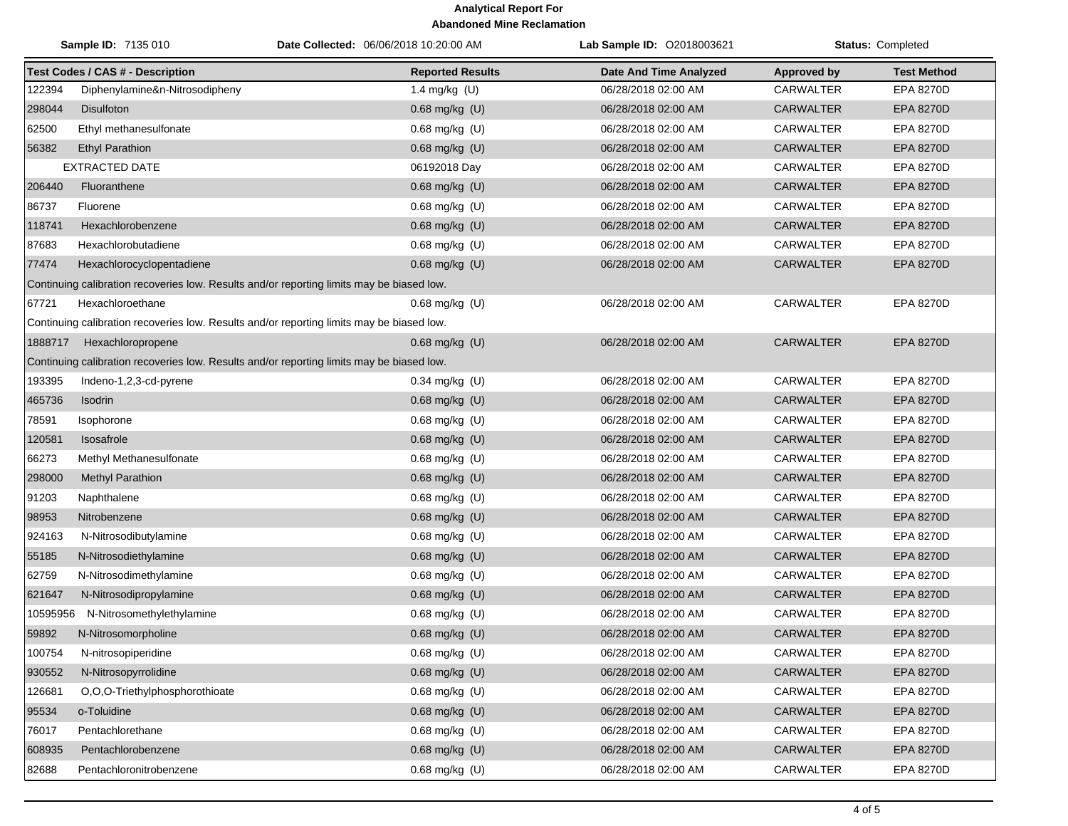**Analytical Report For**
**Abandoned Mine Reclamation**

**Sample ID:** 7135 010 | **Date Collected:** 06/06/2018 10:20:00 AM | **Lab Sample ID:** O2018003621 | **Status:** Completed

| Test Codes / CAS # - Description | | Reported Results | Date And Time Analyzed | Approved by | Test Method |
|---|---|---|---|---|---|
| 122394 | Diphenylamine&n-Nitrosodipheny | 1.4 mg/kg (U) | 06/28/2018 02:00 AM | CARWALTER | EPA 8270D |
| 298044 | Disulfoton | 0.68 mg/kg (U) | 06/28/2018 02:00 AM | CARWALTER | EPA 8270D |
| 62500 | Ethyl methanesulfonate | 0.68 mg/kg (U) | 06/28/2018 02:00 AM | CARWALTER | EPA 8270D |
| 56382 | Ethyl Parathion | 0.68 mg/kg (U) | 06/28/2018 02:00 AM | CARWALTER | EPA 8270D |
| | EXTRACTED DATE | 06192018 Day | 06/28/2018 02:00 AM | CARWALTER | EPA 8270D |
| 206440 | Fluoranthene | 0.68 mg/kg (U) | 06/28/2018 02:00 AM | CARWALTER | EPA 8270D |
| 86737 | Fluorene | 0.68 mg/kg (U) | 06/28/2018 02:00 AM | CARWALTER | EPA 8270D |
| 118741 | Hexachlorobenzene | 0.68 mg/kg (U) | 06/28/2018 02:00 AM | CARWALTER | EPA 8270D |
| 87683 | Hexachlorobutadiene | 0.68 mg/kg (U) | 06/28/2018 02:00 AM | CARWALTER | EPA 8270D |
| 77474 | Hexachlorocyclopentadiene | 0.68 mg/kg (U) | 06/28/2018 02:00 AM | CARWALTER | EPA 8270D |
| Continuing calibration recoveries low. Results and/or reporting limits may be biased low. | | | | | |
| 67721 | Hexachloroethane | 0.68 mg/kg (U) | 06/28/2018 02:00 AM | CARWALTER | EPA 8270D |
| Continuing calibration recoveries low. Results and/or reporting limits may be biased low. | | | | | |
| 1888717 | Hexachloropropene | 0.68 mg/kg (U) | 06/28/2018 02:00 AM | CARWALTER | EPA 8270D |
| Continuing calibration recoveries low. Results and/or reporting limits may be biased low. | | | | | |
| 193395 | Indeno-1,2,3-cd-pyrene | 0.34 mg/kg (U) | 06/28/2018 02:00 AM | CARWALTER | EPA 8270D |
| 465736 | Isodrin | 0.68 mg/kg (U) | 06/28/2018 02:00 AM | CARWALTER | EPA 8270D |
| 78591 | Isophorone | 0.68 mg/kg (U) | 06/28/2018 02:00 AM | CARWALTER | EPA 8270D |
| 120581 | Isosafrole | 0.68 mg/kg (U) | 06/28/2018 02:00 AM | CARWALTER | EPA 8270D |
| 66273 | Methyl Methanesulfonate | 0.68 mg/kg (U) | 06/28/2018 02:00 AM | CARWALTER | EPA 8270D |
| 298000 | Methyl Parathion | 0.68 mg/kg (U) | 06/28/2018 02:00 AM | CARWALTER | EPA 8270D |
| 91203 | Naphthalene | 0.68 mg/kg (U) | 06/28/2018 02:00 AM | CARWALTER | EPA 8270D |
| 98953 | Nitrobenzene | 0.68 mg/kg (U) | 06/28/2018 02:00 AM | CARWALTER | EPA 8270D |
| 924163 | N-Nitrosodibutylamine | 0.68 mg/kg (U) | 06/28/2018 02:00 AM | CARWALTER | EPA 8270D |
| 55185 | N-Nitrosodiethylamine | 0.68 mg/kg (U) | 06/28/2018 02:00 AM | CARWALTER | EPA 8270D |
| 62759 | N-Nitrosodimethylamine | 0.68 mg/kg (U) | 06/28/2018 02:00 AM | CARWALTER | EPA 8270D |
| 621647 | N-Nitrosodipropylamine | 0.68 mg/kg (U) | 06/28/2018 02:00 AM | CARWALTER | EPA 8270D |
| 10595956 | N-Nitrosomethylethylamine | 0.68 mg/kg (U) | 06/28/2018 02:00 AM | CARWALTER | EPA 8270D |
| 59892 | N-Nitrosomorpholine | 0.68 mg/kg (U) | 06/28/2018 02:00 AM | CARWALTER | EPA 8270D |
| 100754 | N-nitrosopiperidine | 0.68 mg/kg (U) | 06/28/2018 02:00 AM | CARWALTER | EPA 8270D |
| 930552 | N-Nitrosopyrrolidine | 0.68 mg/kg (U) | 06/28/2018 02:00 AM | CARWALTER | EPA 8270D |
| 126681 | O,O,O-Triethylphosphorothioate | 0.68 mg/kg (U) | 06/28/2018 02:00 AM | CARWALTER | EPA 8270D |
| 95534 | o-Toluidine | 0.68 mg/kg (U) | 06/28/2018 02:00 AM | CARWALTER | EPA 8270D |
| 76017 | Pentachlorethane | 0.68 mg/kg (U) | 06/28/2018 02:00 AM | CARWALTER | EPA 8270D |
| 608935 | Pentachlorobenzene | 0.68 mg/kg (U) | 06/28/2018 02:00 AM | CARWALTER | EPA 8270D |
| 82688 | Pentachloronitrobenzene | 0.68 mg/kg (U) | 06/28/2018 02:00 AM | CARWALTER | EPA 8270D |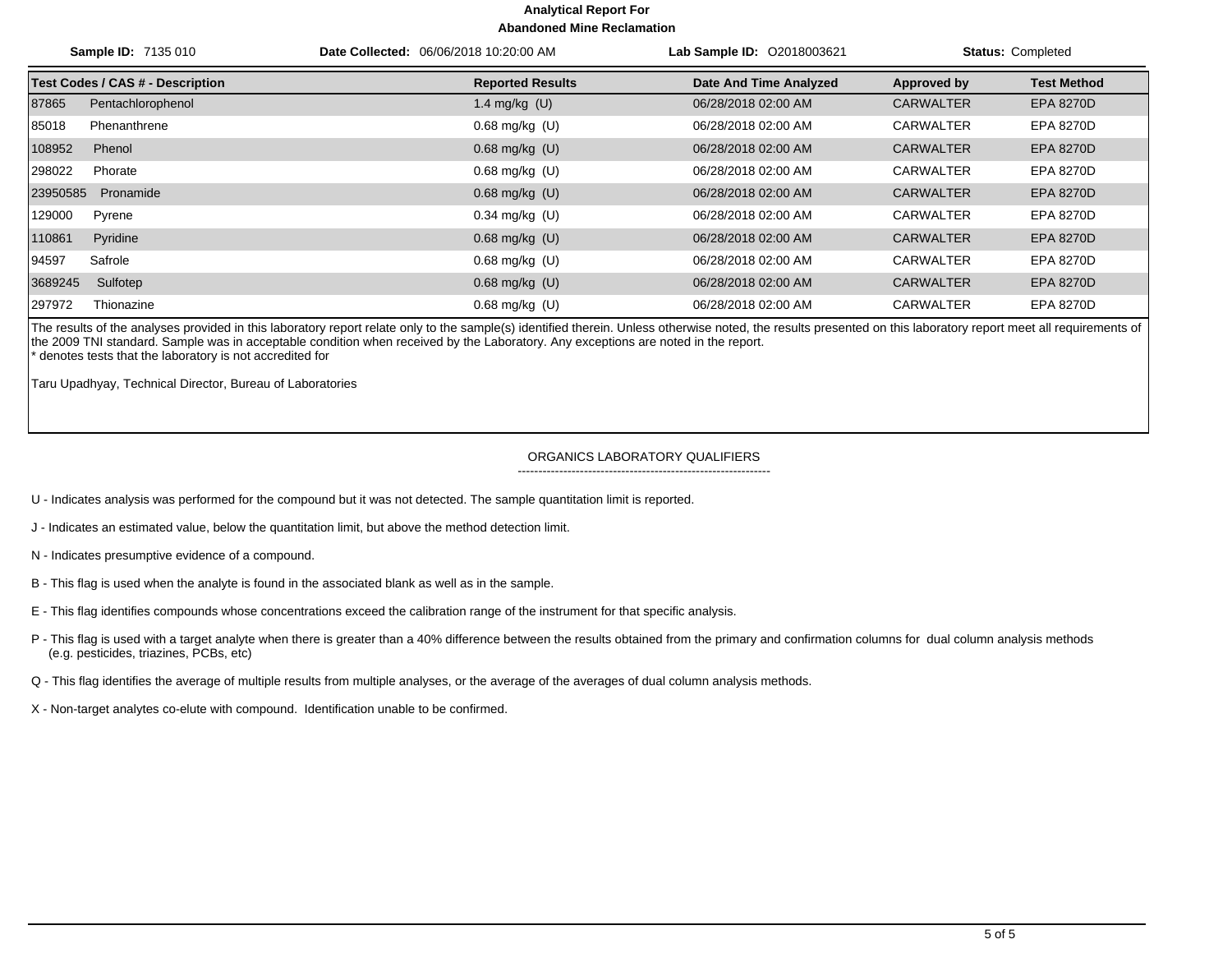**Analytical Report For**
**Abandoned Mine Reclamation**

**Sample ID:** 7135 010 **Date Collected:** 06/06/2018 10:20:00 AM **Lab Sample ID:** O2018003621 **Status:** Completed

| Test Codes / CAS # - Description | | Reported Results | Date And Time Analyzed | Approved by | Test Method |
|---|---|---|---|---|---|
| 87865 | Pentachlorophenol | 1.4 mg/kg (U) | 06/28/2018 02:00 AM | CARWALTER | EPA 8270D |
| 85018 | Phenanthrene | 0.68 mg/kg (U) | 06/28/2018 02:00 AM | CARWALTER | EPA 8270D |
| 108952 | Phenol | 0.68 mg/kg (U) | 06/28/2018 02:00 AM | CARWALTER | EPA 8270D |
| 298022 | Phorate | 0.68 mg/kg (U) | 06/28/2018 02:00 AM | CARWALTER | EPA 8270D |
| 23950585 | Pronamide | 0.68 mg/kg (U) | 06/28/2018 02:00 AM | CARWALTER | EPA 8270D |
| 129000 | Pyrene | 0.34 mg/kg (U) | 06/28/2018 02:00 AM | CARWALTER | EPA 8270D |
| 110861 | Pyridine | 0.68 mg/kg (U) | 06/28/2018 02:00 AM | CARWALTER | EPA 8270D |
| 94597 | Safrole | 0.68 mg/kg (U) | 06/28/2018 02:00 AM | CARWALTER | EPA 8270D |
| 3689245 | Sulfotep | 0.68 mg/kg (U) | 06/28/2018 02:00 AM | CARWALTER | EPA 8270D |
| 297972 | Thionazine | 0.68 mg/kg (U) | 06/28/2018 02:00 AM | CARWALTER | EPA 8270D |

The results of the analyses provided in this laboratory report relate only to the sample(s) identified therein. Unless otherwise noted, the results presented on this laboratory report meet all requirements of the 2009 TNI standard. Sample was in acceptable condition when received by the Laboratory. Any exceptions are noted in the report.
* denotes tests that the laboratory is not accredited for

Taru Upadhyay, Technical Director, Bureau of Laboratories

## ORGANICS LABORATORY QUALIFIERS

U - Indicates analysis was performed for the compound but it was not detected. The sample quantitation limit is reported.

J - Indicates an estimated value, below the quantitation limit, but above the method detection limit.

N - Indicates presumptive evidence of a compound.

B - This flag is used when the analyte is found in the associated blank as well as in the sample.

E - This flag identifies compounds whose concentrations exceed the calibration range of the instrument for that specific analysis.

P - This flag is used with a target analyte when there is greater than a 40% difference between the results obtained from the primary and confirmation columns for dual column analysis methods (e.g. pesticides, triazines, PCBs, etc)

Q - This flag identifies the average of multiple results from multiple analyses, or the average of the averages of dual column analysis methods.

X - Non-target analytes co-elute with compound. Identification unable to be confirmed.